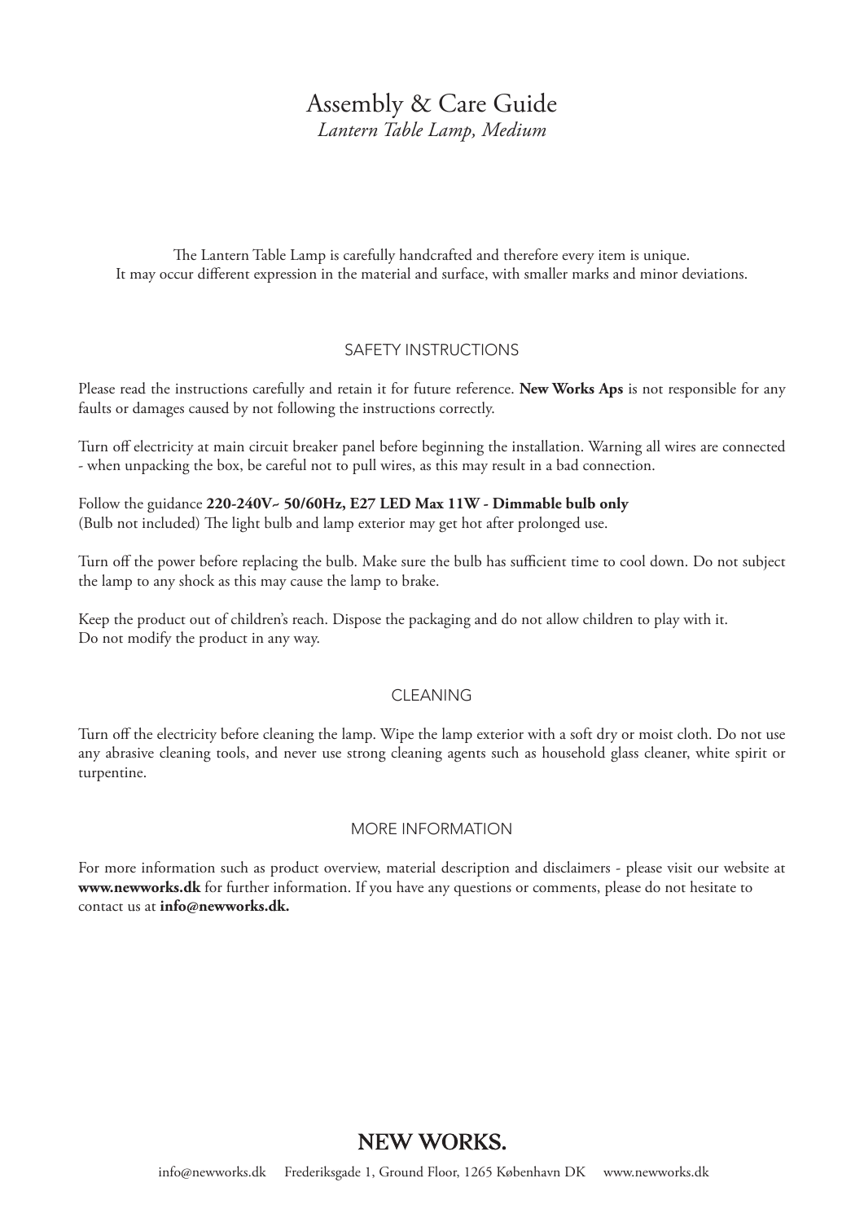# Assembly & Care Guide

*Lantern Table Lamp, Medium*

The Lantern Table Lamp is carefully handcrafted and therefore every item is unique.
It may occur different expression in the material and surface, with smaller marks and minor deviations.

## SAFETY INSTRUCTIONS

Please read the instructions carefully and retain it for future reference. **New Works Aps** is not responsible for any faults or damages caused by not following the instructions correctly.

Turn off electricity at main circuit breaker panel before beginning the installation. Warning all wires are connected - when unpacking the box, be careful not to pull wires, as this may result in a bad connection.

Follow the guidance **220-240V~ 50/60Hz, E27 LED Max 11W - Dimmable bulb only**
(Bulb not included) The light bulb and lamp exterior may get hot after prolonged use.

Turn off the power before replacing the bulb. Make sure the bulb has sufficient time to cool down. Do not subject the lamp to any shock as this may cause the lamp to brake.

Keep the product out of children's reach. Dispose the packaging and do not allow children to play with it.
Do not modify the product in any way.

## CLEANING

Turn off the electricity before cleaning the lamp. Wipe the lamp exterior with a soft dry or moist cloth. Do not use any abrasive cleaning tools, and never use strong cleaning agents such as household glass cleaner, white spirit or turpentine.

## MORE INFORMATION

For more information such as product overview, material description and disclaimers - please visit our website at **www.newworks.dk** for further information. If you have any questions or comments, please do not hesitate to contact us at **info@newworks.dk.**

**NEW WORKS.**

info@newworks.dk Frederiksgade 1, Ground Floor, 1265 København DK www.newworks.dk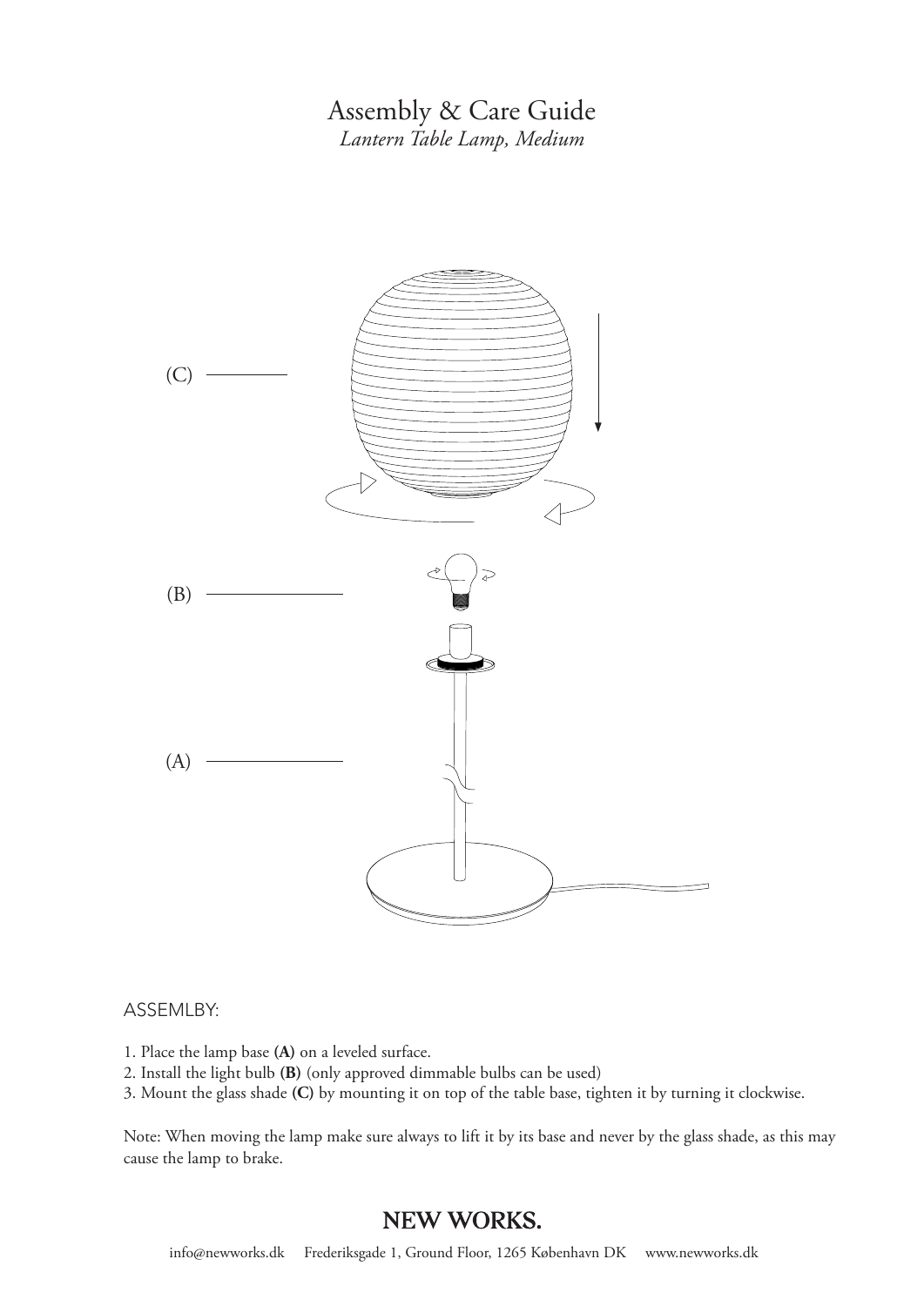# Assembly & Care Guide

*Lantern Table Lamp, Medium*

(C)

(B)

(A)

ASSEMLBY:

1. Place the lamp base **(A)** on a leveled surface.
2. Install the light bulb **(B)** (only approved dimmable bulbs can be used)
3. Mount the glass shade **(C)** by mounting it on top of the table base, tighten it by turning it clockwise.

Note: When moving the lamp make sure always to lift it by its base and never by the glass shade, as this may cause the lamp to brake.

**NEW WORKS.**

info@newworks.dk     Frederiksgade 1, Ground Floor, 1265 København DK     www.newworks.dk